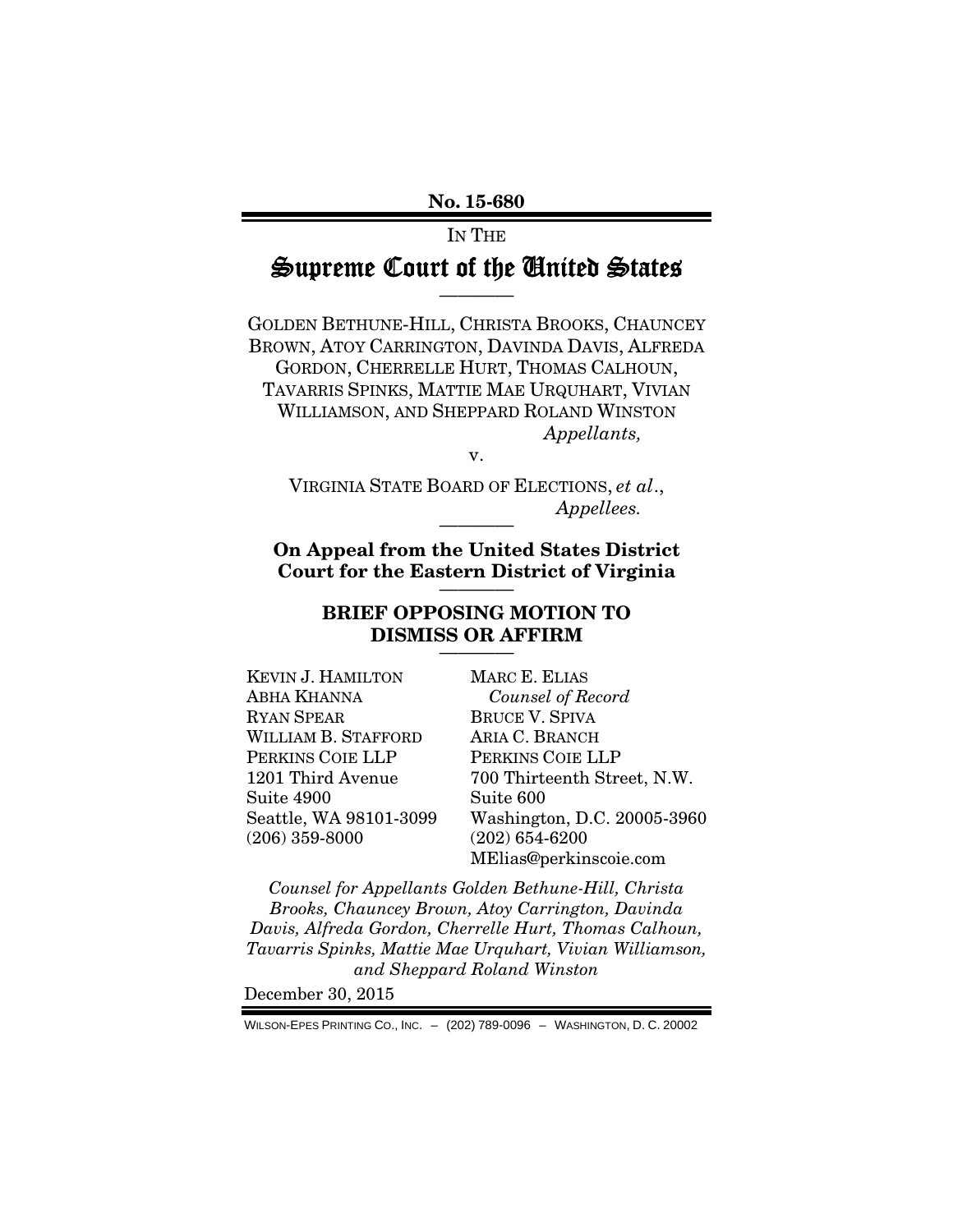**No. 15-680**

IN THE

# Supreme Court of the United States

————

GOLDEN BETHUNE-HILL, CHRISTA BROOKS, CHAUNCEY BROWN, ATOY CARRINGTON, DAVINDA DAVIS, ALFREDA GORDON, CHERRELLE HURT, THOMAS CALHOUN, TAVARRIS SPINKS, MATTIE MAE URQUHART, VIVIAN WILLIAMSON, AND SHEPPARD ROLAND WINSTON

*Appellants,*

v.

VIRGINIA STATE BOARD OF ELECTIONS, *et al*.,

*Appellees.*

————

**On Appeal from the United States District Court for the Eastern District of Virginia**

————

## BRIEF OPPOSING MOTION TO DISMISS OR AFFIRM

————

KEVIN J. HAMILTON
ABHA KHANNA
RYAN SPEAR
WILLIAM B. STAFFORD
PERKINS COIE LLP
1201 Third Avenue
Suite 4900
Seattle, WA 98101-3099
(206) 359-8000

MARC E. ELIAS
*Counsel of Record*
BRUCE V. SPIVA
ARIA C. BRANCH
PERKINS COIE LLP
700 Thirteenth Street, N.W.
Suite 600
Washington, D.C. 20005-3960
(202) 654-6200
MElias@perkinscoie.com

*Counsel for Appellants Golden Bethune-Hill, Christa Brooks, Chauncey Brown, Atoy Carrington, Davinda Davis, Alfreda Gordon, Cherrelle Hurt, Thomas Calhoun, Tavarris Spinks, Mattie Mae Urquhart, Vivian Williamson, and Sheppard Roland Winston*

December 30, 2015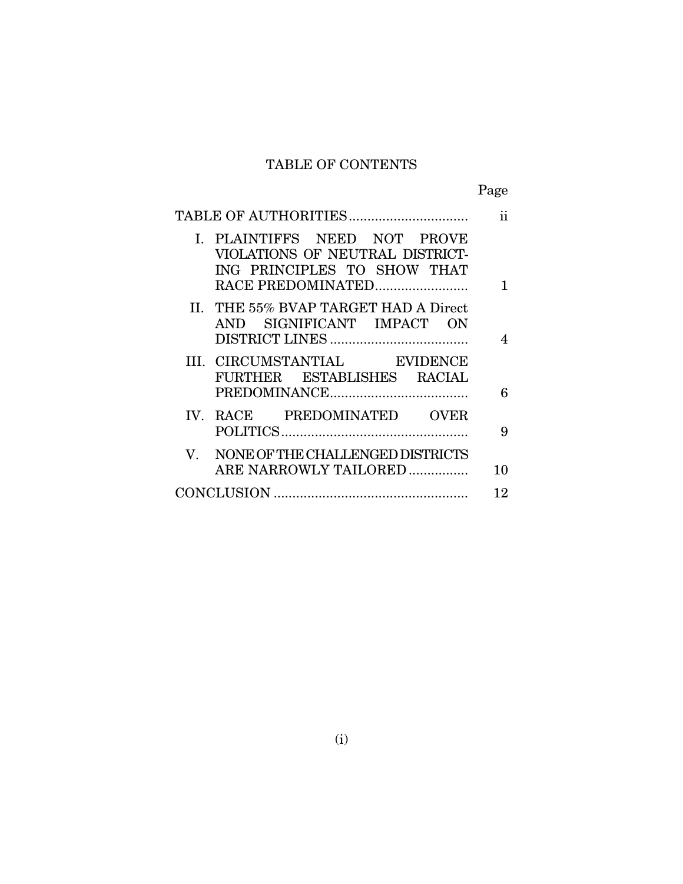# TABLE OF CONTENTS

| | Page |
|---|---|
| TABLE OF AUTHORITIES | ii |
| I. PLAINTIFFS NEED NOT PROVE VIOLATIONS OF NEUTRAL DISTRICTING PRINCIPLES TO SHOW THAT RACE PREDOMINATED | 1 |
| II. THE 55% BVAP TARGET HAD A Direct AND SIGNIFICANT IMPACT ON DISTRICT LINES | 4 |
| III. CIRCUMSTANTIAL EVIDENCE FURTHER ESTABLISHES RACIAL PREDOMINANCE | 6 |
| IV. RACE PREDOMINATED OVER POLITICS | 9 |
| V. NONE OF THE CHALLENGED DISTRICTS ARE NARROWLY TAILORED | 10 |
| CONCLUSION | 12 |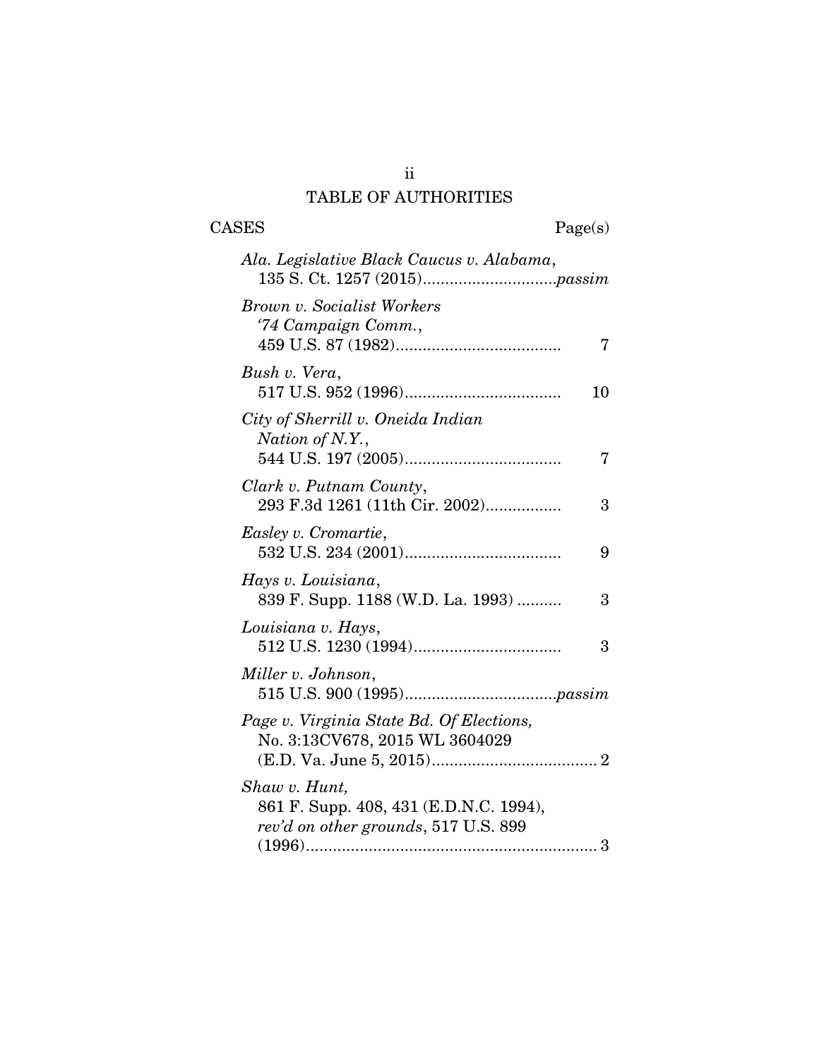# TABLE OF AUTHORITIES

CASES Page(s)

*Ala. Legislative Black Caucus v. Alabama*,
135 S. Ct. 1257 (2015)..............................*passim*

*Brown v. Socialist Workers '74 Campaign Comm.*,
459 U.S. 87 (1982)..................................... 7

*Bush v. Vera*,
517 U.S. 952 (1996)................................... 10

*City of Sherrill v. Oneida Indian Nation of N.Y.*,
544 U.S. 197 (2005)................................... 7

*Clark v. Putnam County*,
293 F.3d 1261 (11th Cir. 2002)................. 3

*Easley v. Cromartie*,
532 U.S. 234 (2001)................................... 9

*Hays v. Louisiana*,
839 F. Supp. 1188 (W.D. La. 1993) .......... 3

*Louisiana v. Hays*,
512 U.S. 1230 (1994)................................. 3

*Miller v. Johnson*,
515 U.S. 900 (1995)..................................*passim*

*Page v. Virginia State Bd. Of Elections,*
No. 3:13CV678, 2015 WL 3604029
(E.D. Va. June 5, 2015)..................................... 2

*Shaw v. Hunt,*
861 F. Supp. 408, 431 (E.D.N.C. 1994),
*rev'd on other grounds*, 517 U.S. 899
(1996)................................................................. 3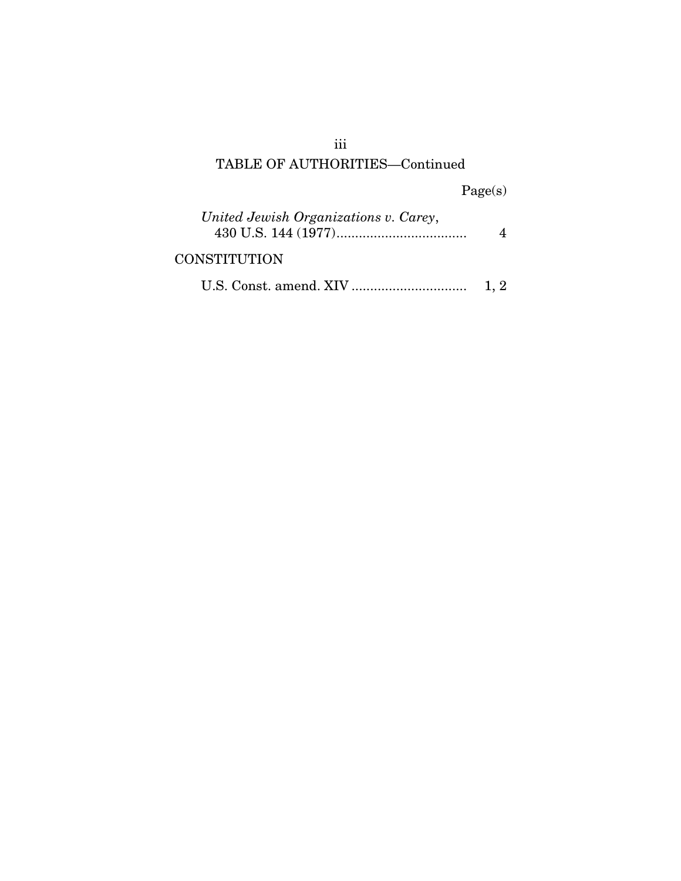## TABLE OF AUTHORITIES—Continued

| | Page(s) |
|---|---|
| *United Jewish Organizations v. Carey*, 430 U.S. 144 (1977) | 4 |
| **CONSTITUTION** | |
| U.S. Const. amend. XIV | 1, 2 |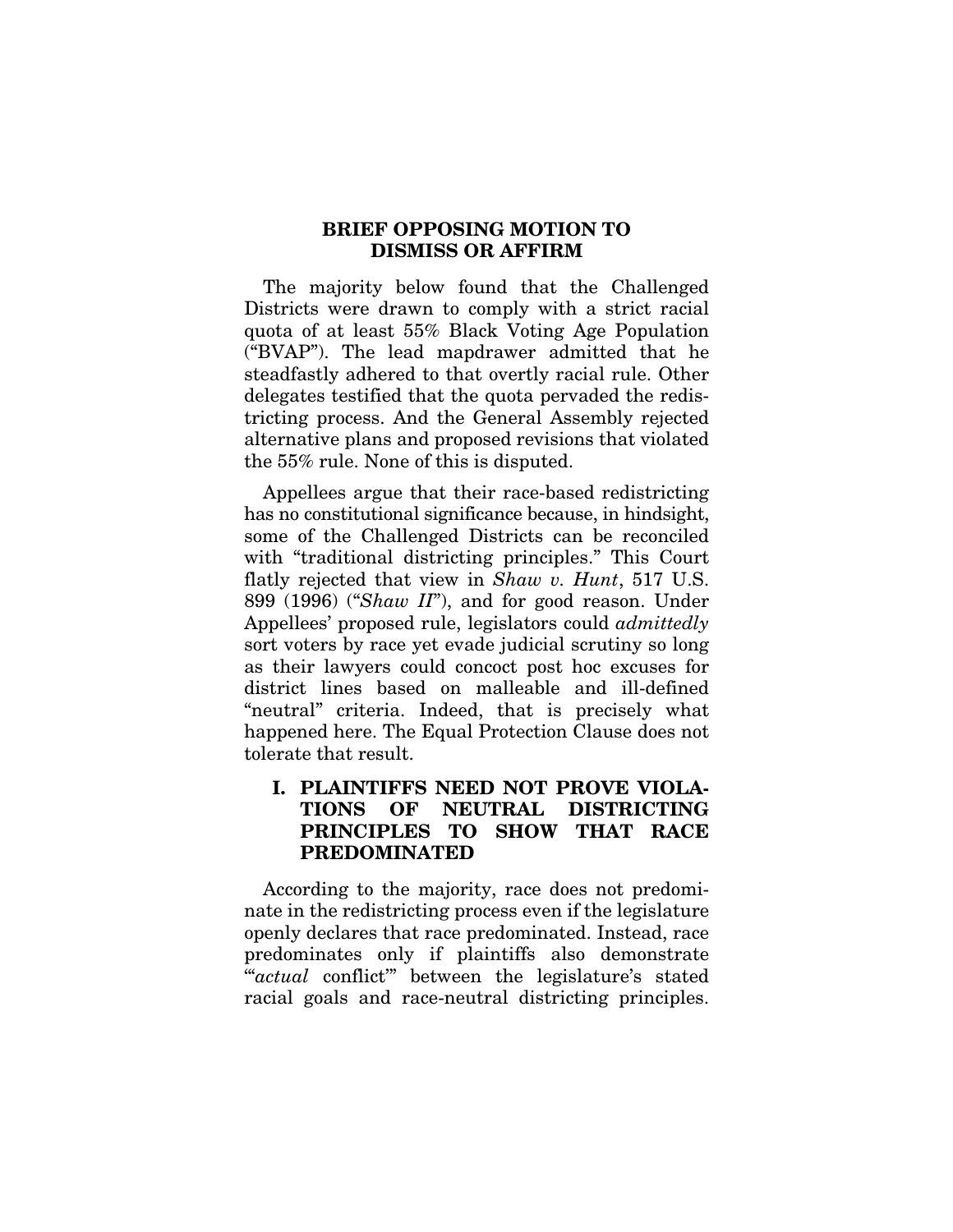## BRIEF OPPOSING MOTION TO DISMISS OR AFFIRM

The majority below found that the Challenged Districts were drawn to comply with a strict racial quota of at least 55% Black Voting Age Population ("BVAP"). The lead mapdrawer admitted that he steadfastly adhered to that overtly racial rule. Other delegates testified that the quota pervaded the redistricting process. And the General Assembly rejected alternative plans and proposed revisions that violated the 55% rule. None of this is disputed.

Appellees argue that their race-based redistricting has no constitutional significance because, in hindsight, some of the Challenged Districts can be reconciled with "traditional districting principles." This Court flatly rejected that view in *Shaw v. Hunt*, 517 U.S. 899 (1996) ("*Shaw II*"), and for good reason. Under Appellees' proposed rule, legislators could *admittedly* sort voters by race yet evade judicial scrutiny so long as their lawyers could concoct post hoc excuses for district lines based on malleable and ill-defined "neutral" criteria. Indeed, that is precisely what happened here. The Equal Protection Clause does not tolerate that result.

### I. PLAINTIFFS NEED NOT PROVE VIOLATIONS OF NEUTRAL DISTRICTING PRINCIPLES TO SHOW THAT RACE PREDOMINATED

According to the majority, race does not predominate in the redistricting process even if the legislature openly declares that race predominated. Instead, race predominates only if plaintiffs also demonstrate "'*actual* conflict'" between the legislature's stated racial goals and race-neutral districting principles.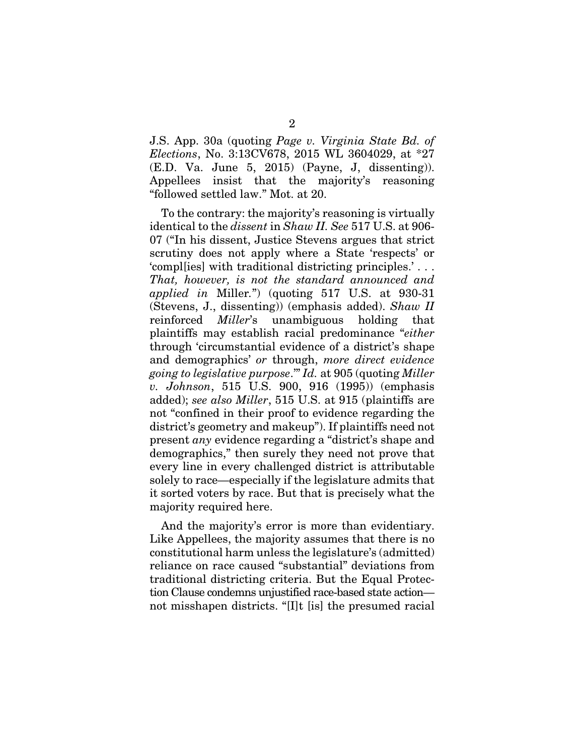J.S. App. 30a (quoting *Page v. Virginia State Bd. of Elections*, No. 3:13CV678, 2015 WL 3604029, at *27 (E.D. Va. June 5, 2015) (Payne, J, dissenting)). Appellees insist that the majority's reasoning "followed settled law." Mot. at 20.

To the contrary: the majority's reasoning is virtually identical to the *dissent* in *Shaw II*. *See* 517 U.S. at 906-07 ("In his dissent, Justice Stevens argues that strict scrutiny does not apply where a State 'respects' or 'compl[ies] with traditional districting principles.' . . . *That, however, is not the standard announced and applied in* Miller.") (quoting 517 U.S. at 930-31 (Stevens, J., dissenting)) (emphasis added). *Shaw II* reinforced *Miller*'s unambiguous holding that plaintiffs may establish racial predominance "*either* through 'circumstantial evidence of a district's shape and demographics' *or* through, *more direct evidence going to legislative purpose*.'" *Id.* at 905 (quoting *Miller v. Johnson*, 515 U.S. 900, 916 (1995)) (emphasis added); *see also Miller*, 515 U.S. at 915 (plaintiffs are not "confined in their proof to evidence regarding the district's geometry and makeup"). If plaintiffs need not present *any* evidence regarding a "district's shape and demographics," then surely they need not prove that every line in every challenged district is attributable solely to race—especially if the legislature admits that it sorted voters by race. But that is precisely what the majority required here.

And the majority's error is more than evidentiary. Like Appellees, the majority assumes that there is no constitutional harm unless the legislature's (admitted) reliance on race caused "substantial" deviations from traditional districting criteria. But the Equal Protection Clause condemns unjustified race-based state action—not misshapen districts. "[I]t [is] the presumed racial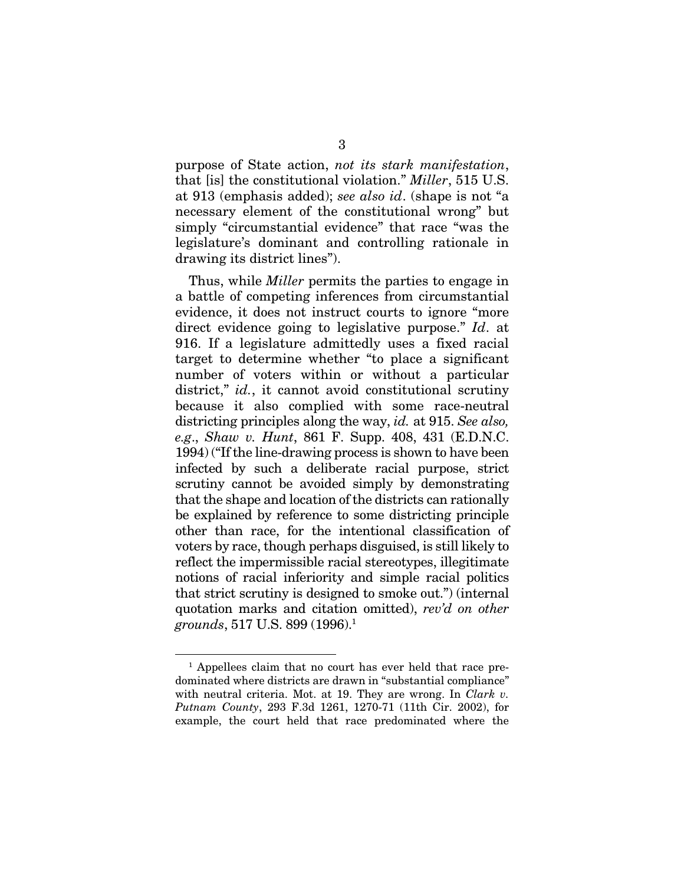purpose of State action, *not its stark manifestation*, that [is] the constitutional violation." *Miller*, 515 U.S. at 913 (emphasis added); *see also id*. (shape is not "a necessary element of the constitutional wrong" but simply "circumstantial evidence" that race "was the legislature's dominant and controlling rationale in drawing its district lines").

Thus, while *Miller* permits the parties to engage in a battle of competing inferences from circumstantial evidence, it does not instruct courts to ignore "more direct evidence going to legislative purpose." *Id*. at 916. If a legislature admittedly uses a fixed racial target to determine whether "to place a significant number of voters within or without a particular district," *id.*, it cannot avoid constitutional scrutiny because it also complied with some race-neutral districting principles along the way, *id.* at 915. *See also, e.g*., *Shaw v. Hunt*, 861 F. Supp. 408, 431 (E.D.N.C. 1994) ("If the line-drawing process is shown to have been infected by such a deliberate racial purpose, strict scrutiny cannot be avoided simply by demonstrating that the shape and location of the districts can rationally be explained by reference to some districting principle other than race, for the intentional classification of voters by race, though perhaps disguised, is still likely to reflect the impermissible racial stereotypes, illegitimate notions of racial inferiority and simple racial politics that strict scrutiny is designed to smoke out.") (internal quotation marks and citation omitted), *rev'd on other grounds*, 517 U.S. 899 (1996).[1]

---

[1] Appellees claim that no court has ever held that race predominated where districts are drawn in "substantial compliance" with neutral criteria. Mot. at 19. They are wrong. In *Clark v. Putnam County*, 293 F.3d 1261, 1270-71 (11th Cir. 2002), for example, the court held that race predominated where the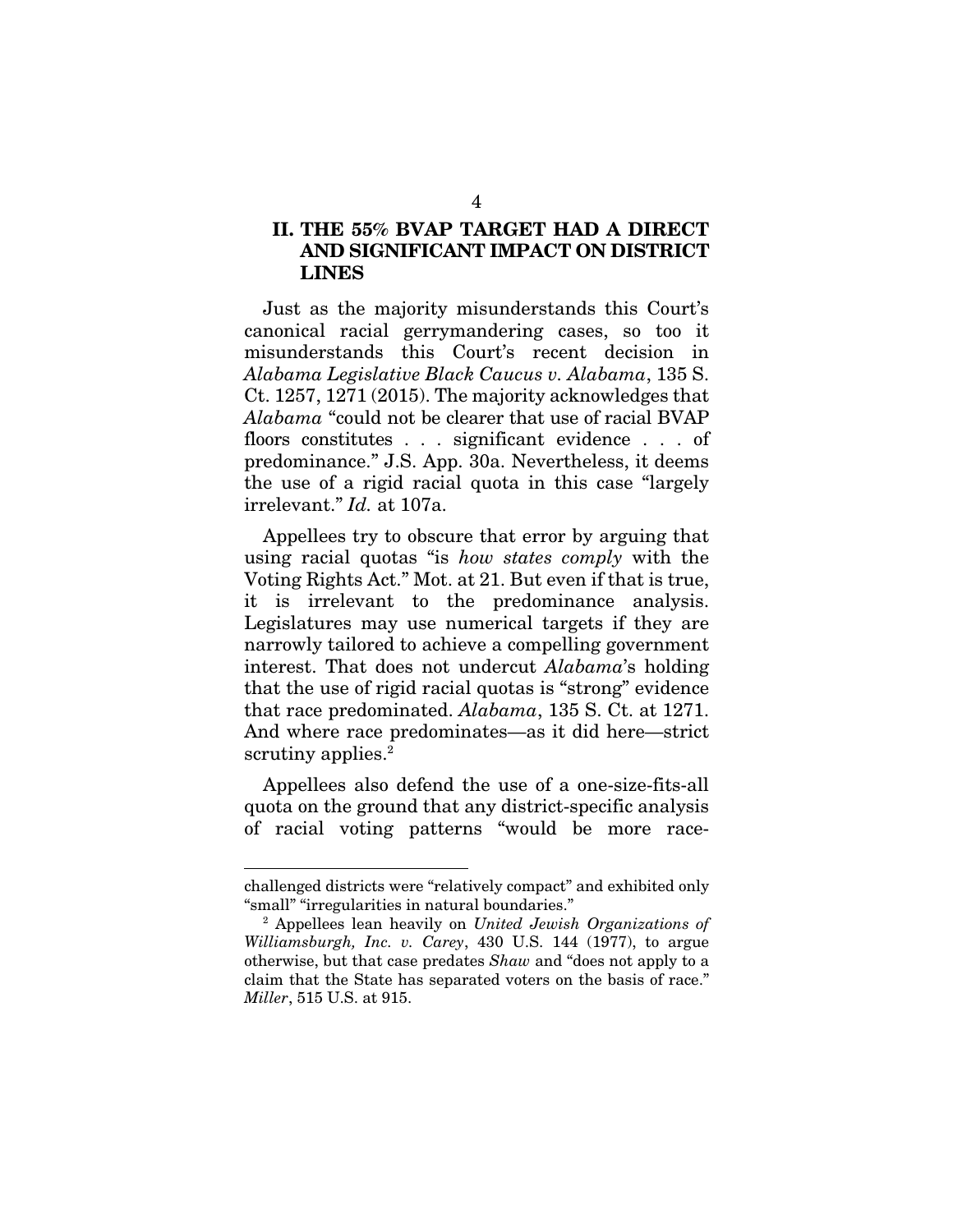## II. THE 55% BVAP TARGET HAD A DIRECT AND SIGNIFICANT IMPACT ON DISTRICT LINES

Just as the majority misunderstands this Court's canonical racial gerrymandering cases, so too it misunderstands this Court's recent decision in *Alabama Legislative Black Caucus v. Alabama*, 135 S. Ct. 1257, 1271 (2015). The majority acknowledges that *Alabama* "could not be clearer that use of racial BVAP floors constitutes . . . significant evidence . . . of predominance." J.S. App. 30a. Nevertheless, it deems the use of a rigid racial quota in this case "largely irrelevant." *Id.* at 107a.

Appellees try to obscure that error by arguing that using racial quotas "is *how states comply* with the Voting Rights Act." Mot. at 21. But even if that is true, it is irrelevant to the predominance analysis. Legislatures may use numerical targets if they are narrowly tailored to achieve a compelling government interest. That does not undercut *Alabama*'s holding that the use of rigid racial quotas is "strong" evidence that race predominated. *Alabama*, 135 S. Ct. at 1271. And where race predominates—as it did here—strict scrutiny applies.[2]

Appellees also defend the use of a one-size-fits-all quota on the ground that any district-specific analysis of racial voting patterns "would be more race-

---

challenged districts were "relatively compact" and exhibited only "small" "irregularities in natural boundaries."

[2] Appellees lean heavily on *United Jewish Organizations of Williamsburgh, Inc. v. Carey*, 430 U.S. 144 (1977), to argue otherwise, but that case predates *Shaw* and "does not apply to a claim that the State has separated voters on the basis of race." *Miller*, 515 U.S. at 915.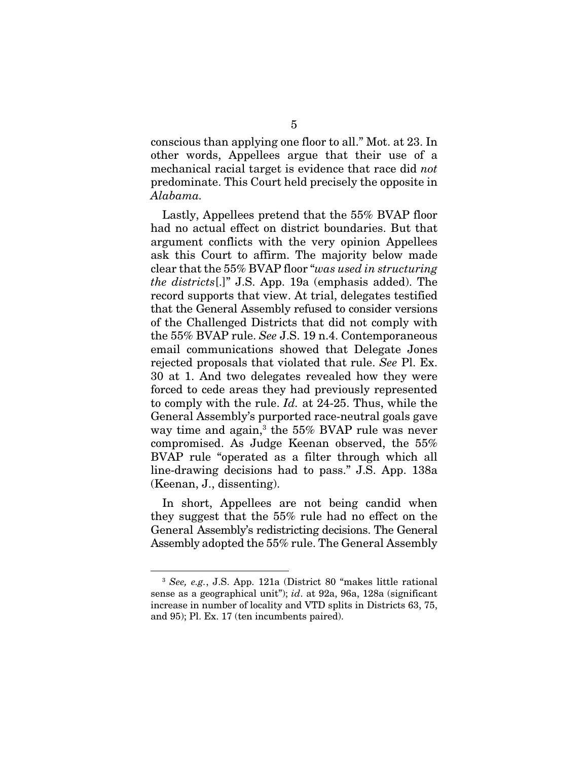conscious than applying one floor to all." Mot. at 23. In other words, Appellees argue that their use of a mechanical racial target is evidence that race did *not* predominate. This Court held precisely the opposite in *Alabama*.

Lastly, Appellees pretend that the 55% BVAP floor had no actual effect on district boundaries. But that argument conflicts with the very opinion Appellees ask this Court to affirm. The majority below made clear that the 55% BVAP floor "*was used in structuring the districts*[.]" J.S. App. 19a (emphasis added). The record supports that view. At trial, delegates testified that the General Assembly refused to consider versions of the Challenged Districts that did not comply with the 55% BVAP rule. *See* J.S. 19 n.4. Contemporaneous email communications showed that Delegate Jones rejected proposals that violated that rule. *See* Pl. Ex. 30 at 1. And two delegates revealed how they were forced to cede areas they had previously represented to comply with the rule. *Id.* at 24-25. Thus, while the General Assembly's purported race-neutral goals gave way time and again,[3] the 55% BVAP rule was never compromised. As Judge Keenan observed, the 55% BVAP rule "operated as a filter through which all line-drawing decisions had to pass." J.S. App. 138a (Keenan, J., dissenting).

In short, Appellees are not being candid when they suggest that the 55% rule had no effect on the General Assembly's redistricting decisions. The General Assembly adopted the 55% rule. The General Assembly

---

[3] *See, e.g.*, J.S. App. 121a (District 80 "makes little rational sense as a geographical unit"); *id*. at 92a, 96a, 128a (significant increase in number of locality and VTD splits in Districts 63, 75, and 95); Pl. Ex. 17 (ten incumbents paired).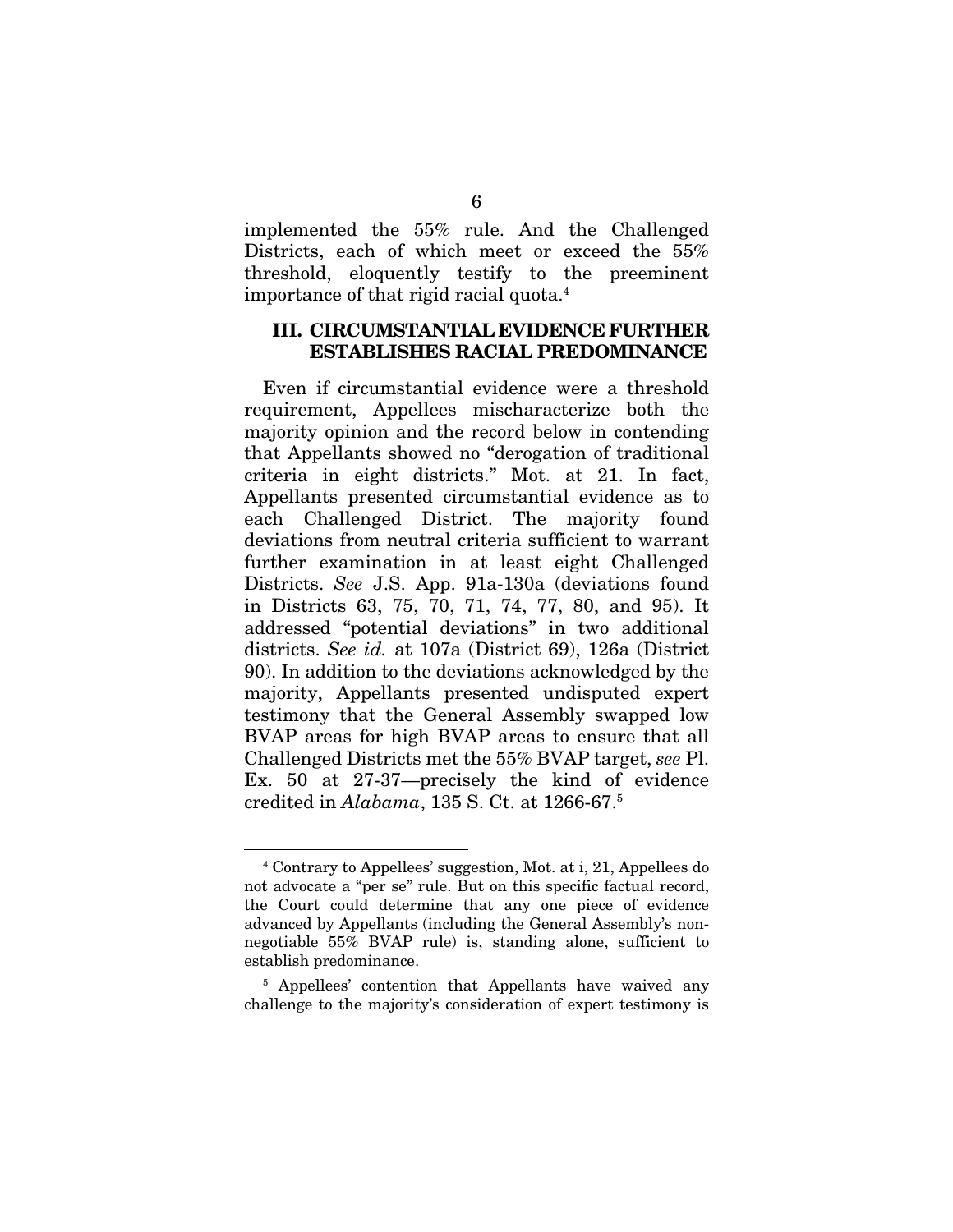implemented the 55% rule. And the Challenged Districts, each of which meet or exceed the 55% threshold, eloquently testify to the preeminent importance of that rigid racial quota.[4]

## III. CIRCUMSTANTIAL EVIDENCE FURTHER ESTABLISHES RACIAL PREDOMINANCE

Even if circumstantial evidence were a threshold requirement, Appellees mischaracterize both the majority opinion and the record below in contending that Appellants showed no "derogation of traditional criteria in eight districts." Mot. at 21. In fact, Appellants presented circumstantial evidence as to each Challenged District. The majority found deviations from neutral criteria sufficient to warrant further examination in at least eight Challenged Districts. *See* J.S. App. 91a-130a (deviations found in Districts 63, 75, 70, 71, 74, 77, 80, and 95). It addressed "potential deviations" in two additional districts. *See id.* at 107a (District 69), 126a (District 90). In addition to the deviations acknowledged by the majority, Appellants presented undisputed expert testimony that the General Assembly swapped low BVAP areas for high BVAP areas to ensure that all Challenged Districts met the 55% BVAP target, *see* Pl. Ex. 50 at 27-37—precisely the kind of evidence credited in *Alabama*, 135 S. Ct. at 1266-67.[5]

---

[4] Contrary to Appellees' suggestion, Mot. at i, 21, Appellees do not advocate a "per se" rule. But on this specific factual record, the Court could determine that any one piece of evidence advanced by Appellants (including the General Assembly's non-negotiable 55% BVAP rule) is, standing alone, sufficient to establish predominance.

[5] Appellees' contention that Appellants have waived any challenge to the majority's consideration of expert testimony is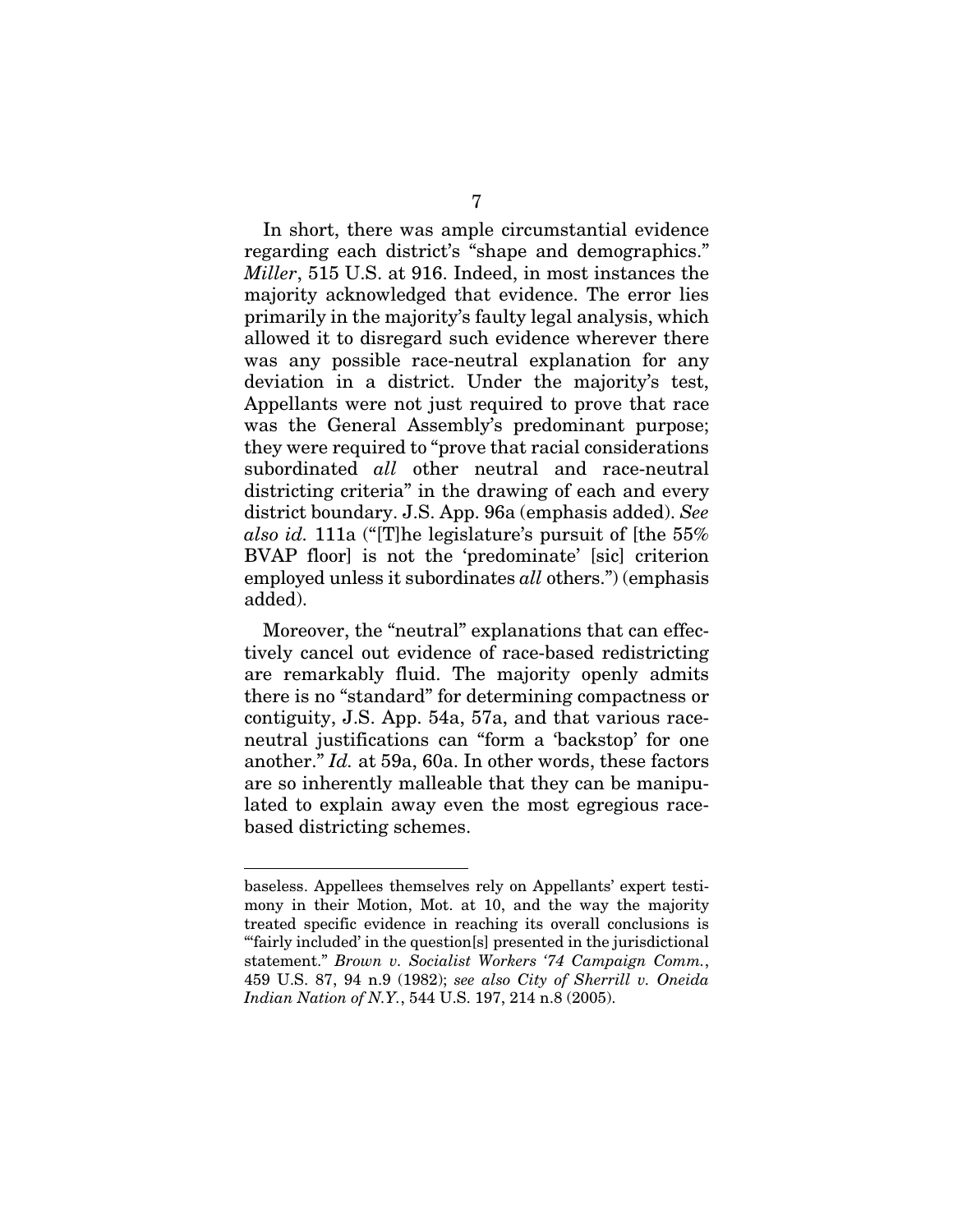In short, there was ample circumstantial evidence regarding each district's "shape and demographics." *Miller*, 515 U.S. at 916. Indeed, in most instances the majority acknowledged that evidence. The error lies primarily in the majority's faulty legal analysis, which allowed it to disregard such evidence wherever there was any possible race-neutral explanation for any deviation in a district. Under the majority's test, Appellants were not just required to prove that race was the General Assembly's predominant purpose; they were required to "prove that racial considerations subordinated *all* other neutral and race-neutral districting criteria" in the drawing of each and every district boundary. J.S. App. 96a (emphasis added). *See also id.* 111a ("[T]he legislature's pursuit of [the 55% BVAP floor] is not the 'predominate' [sic] criterion employed unless it subordinates *all* others.") (emphasis added).

Moreover, the "neutral" explanations that can effectively cancel out evidence of race-based redistricting are remarkably fluid. The majority openly admits there is no "standard" for determining compactness or contiguity, J.S. App. 54a, 57a, and that various race-neutral justifications can "form a 'backstop' for one another." *Id.* at 59a, 60a. In other words, these factors are so inherently malleable that they can be manipulated to explain away even the most egregious race-based districting schemes.

---

baseless. Appellees themselves rely on Appellants' expert testimony in their Motion, Mot. at 10, and the way the majority treated specific evidence in reaching its overall conclusions is "'fairly included' in the question[s] presented in the jurisdictional statement." *Brown v. Socialist Workers '74 Campaign Comm.*, 459 U.S. 87, 94 n.9 (1982); *see also City of Sherrill v. Oneida Indian Nation of N.Y.*, 544 U.S. 197, 214 n.8 (2005).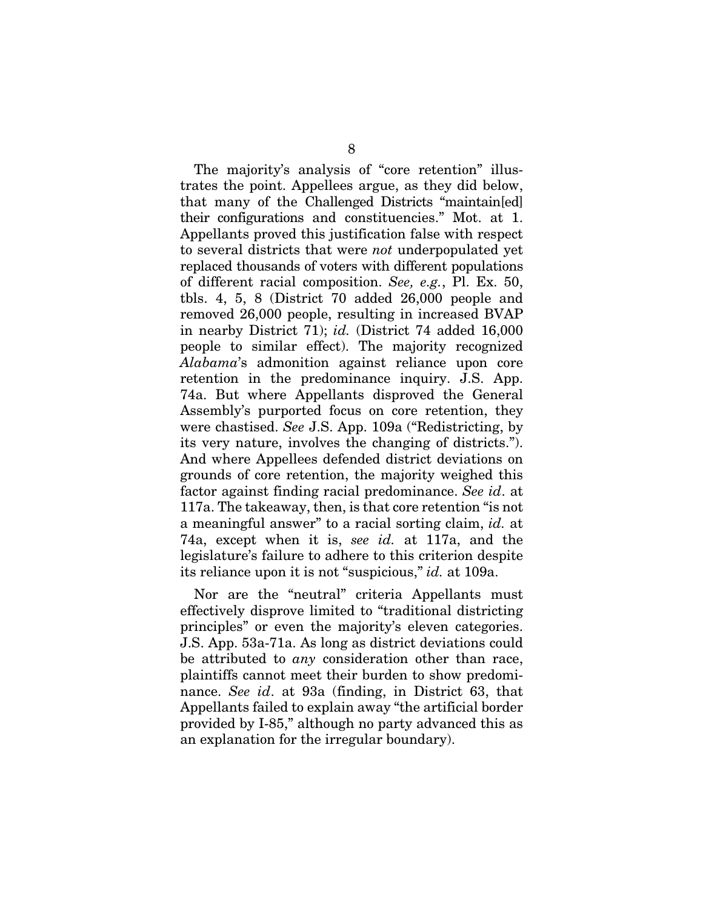The majority's analysis of "core retention" illustrates the point. Appellees argue, as they did below, that many of the Challenged Districts "maintain[ed] their configurations and constituencies." Mot. at 1. Appellants proved this justification false with respect to several districts that were *not* underpopulated yet replaced thousands of voters with different populations of different racial composition. *See, e.g.*, Pl. Ex. 50, tbls. 4, 5, 8 (District 70 added 26,000 people and removed 26,000 people, resulting in increased BVAP in nearby District 71); *id.* (District 74 added 16,000 people to similar effect). The majority recognized *Alabama*'s admonition against reliance upon core retention in the predominance inquiry. J.S. App. 74a. But where Appellants disproved the General Assembly's purported focus on core retention, they were chastised. *See* J.S. App. 109a ("Redistricting, by its very nature, involves the changing of districts."). And where Appellees defended district deviations on grounds of core retention, the majority weighed this factor against finding racial predominance. *See id*. at 117a. The takeaway, then, is that core retention "is not a meaningful answer" to a racial sorting claim, *id.* at 74a, except when it is, *see id.* at 117a, and the legislature's failure to adhere to this criterion despite its reliance upon it is not "suspicious," *id.* at 109a.

Nor are the "neutral" criteria Appellants must effectively disprove limited to "traditional districting principles" or even the majority's eleven categories. J.S. App. 53a-71a. As long as district deviations could be attributed to *any* consideration other than race, plaintiffs cannot meet their burden to show predominance. *See id*. at 93a (finding, in District 63, that Appellants failed to explain away "the artificial border provided by I-85," although no party advanced this as an explanation for the irregular boundary).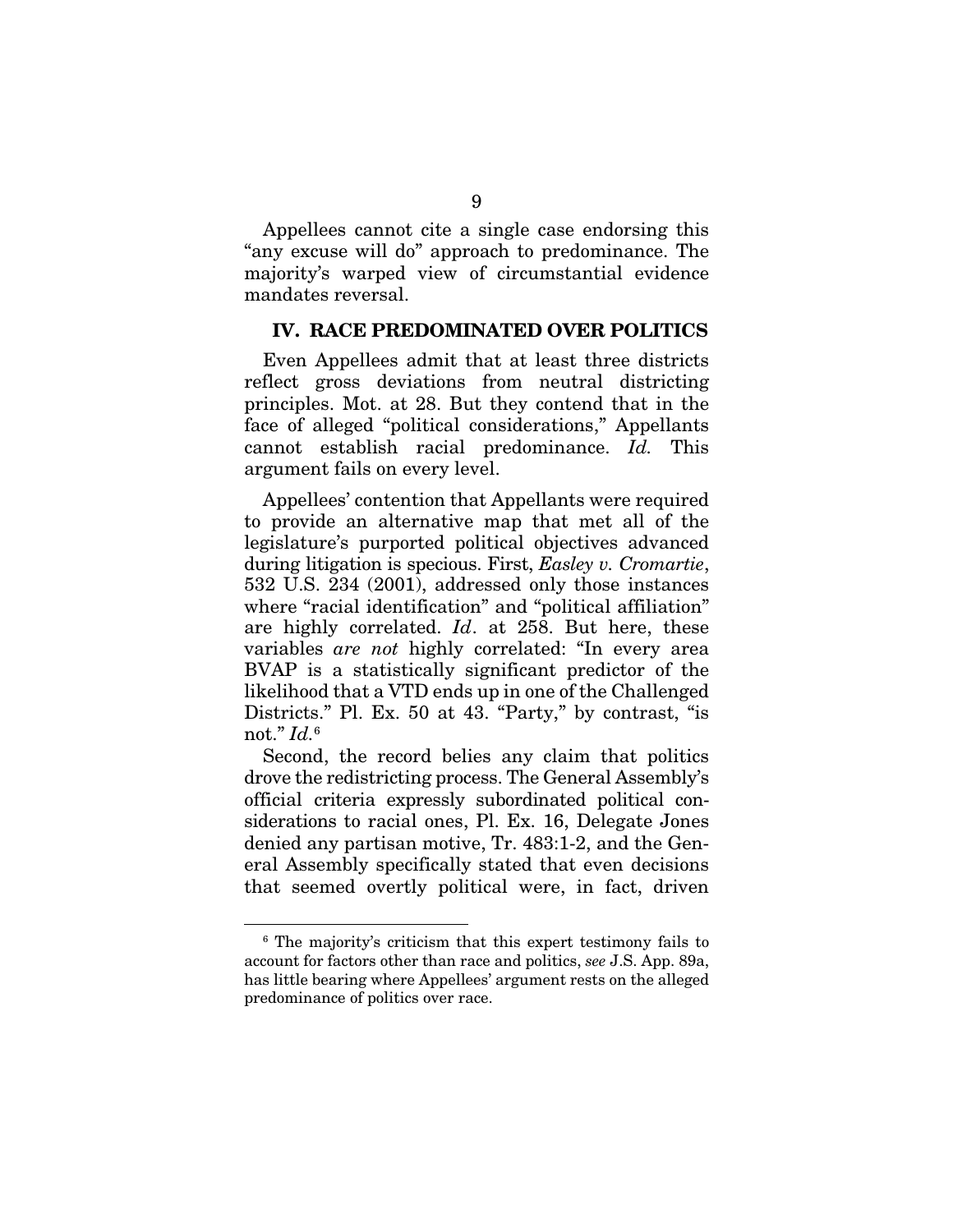Appellees cannot cite a single case endorsing this "any excuse will do" approach to predominance. The majority's warped view of circumstantial evidence mandates reversal.

## IV. RACE PREDOMINATED OVER POLITICS

Even Appellees admit that at least three districts reflect gross deviations from neutral districting principles. Mot. at 28. But they contend that in the face of alleged "political considerations," Appellants cannot establish racial predominance. *Id.* This argument fails on every level.

Appellees' contention that Appellants were required to provide an alternative map that met all of the legislature's purported political objectives advanced during litigation is specious. First, *Easley v. Cromartie*, 532 U.S. 234 (2001), addressed only those instances where "racial identification" and "political affiliation" are highly correlated. *Id*. at 258. But here, these variables *are not* highly correlated: "In every area BVAP is a statistically significant predictor of the likelihood that a VTD ends up in one of the Challenged Districts." Pl. Ex. 50 at 43. "Party," by contrast, "is not." *Id.*[6]

Second, the record belies any claim that politics drove the redistricting process. The General Assembly's official criteria expressly subordinated political considerations to racial ones, Pl. Ex. 16, Delegate Jones denied any partisan motive, Tr. 483:1-2, and the General Assembly specifically stated that even decisions that seemed overtly political were, in fact, driven

---

[6] The majority's criticism that this expert testimony fails to account for factors other than race and politics, *see* J.S. App. 89a, has little bearing where Appellees' argument rests on the alleged predominance of politics over race.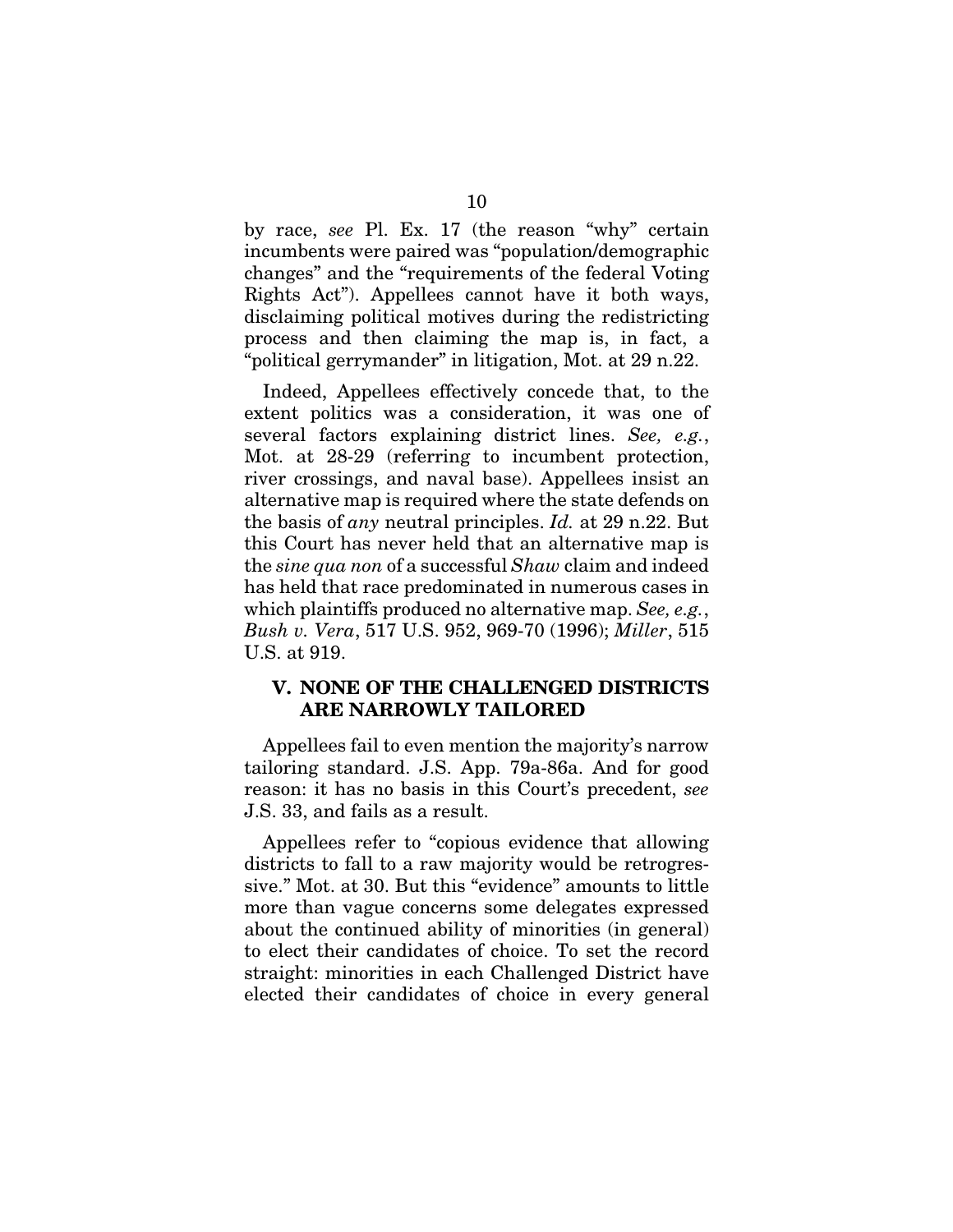by race, *see* Pl. Ex. 17 (the reason "why" certain incumbents were paired was "population/demographic changes" and the "requirements of the federal Voting Rights Act"). Appellees cannot have it both ways, disclaiming political motives during the redistricting process and then claiming the map is, in fact, a "political gerrymander" in litigation, Mot. at 29 n.22.

Indeed, Appellees effectively concede that, to the extent politics was a consideration, it was one of several factors explaining district lines. *See, e.g.*, Mot. at 28-29 (referring to incumbent protection, river crossings, and naval base). Appellees insist an alternative map is required where the state defends on the basis of *any* neutral principles. *Id.* at 29 n.22. But this Court has never held that an alternative map is the *sine qua non* of a successful *Shaw* claim and indeed has held that race predominated in numerous cases in which plaintiffs produced no alternative map. *See, e.g.*, *Bush v. Vera*, 517 U.S. 952, 969-70 (1996); *Miller*, 515 U.S. at 919.

## V. NONE OF THE CHALLENGED DISTRICTS ARE NARROWLY TAILORED

Appellees fail to even mention the majority's narrow tailoring standard. J.S. App. 79a-86a. And for good reason: it has no basis in this Court's precedent, *see* J.S. 33, and fails as a result.

Appellees refer to "copious evidence that allowing districts to fall to a raw majority would be retrogressive." Mot. at 30. But this "evidence" amounts to little more than vague concerns some delegates expressed about the continued ability of minorities (in general) to elect their candidates of choice. To set the record straight: minorities in each Challenged District have elected their candidates of choice in every general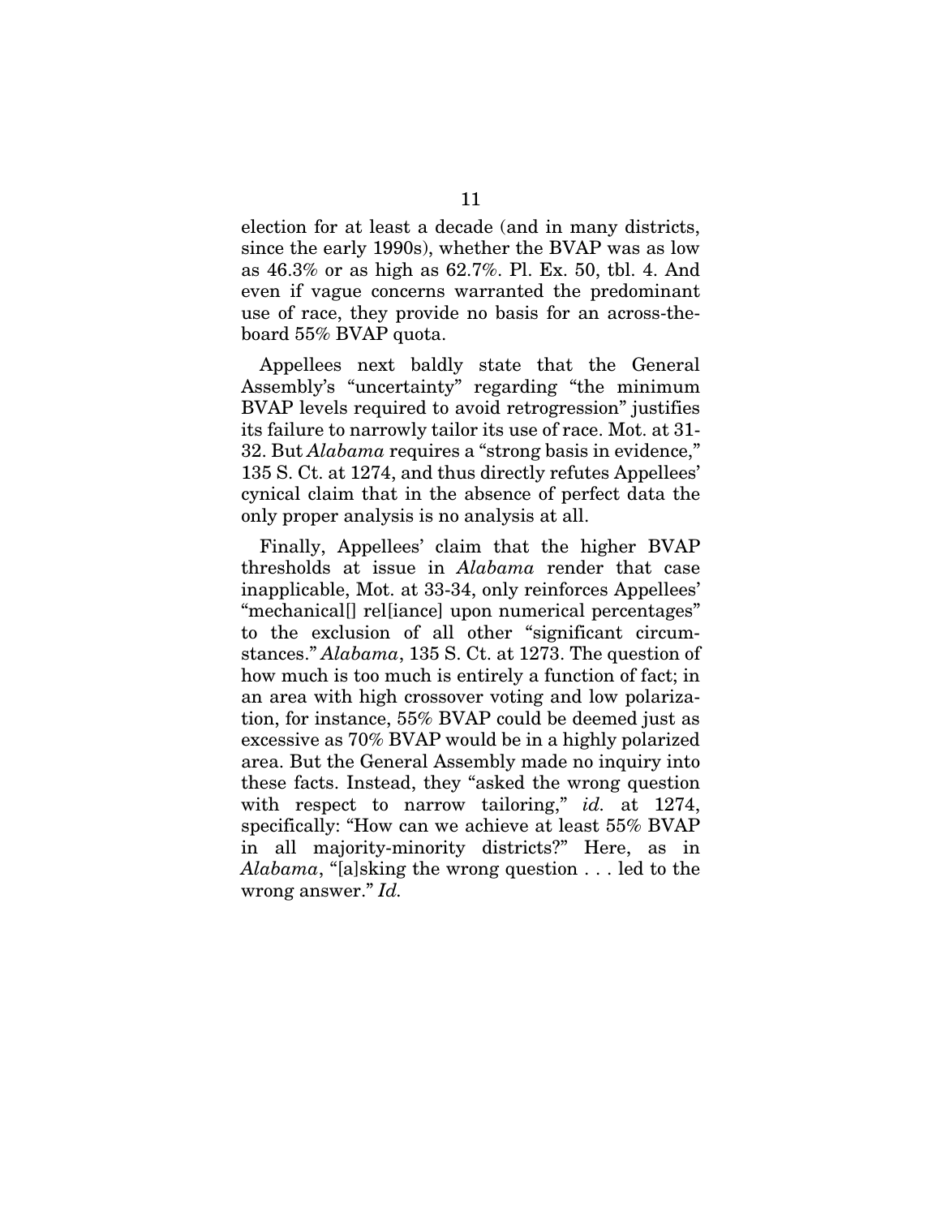election for at least a decade (and in many districts, since the early 1990s), whether the BVAP was as low as 46.3% or as high as 62.7%. Pl. Ex. 50, tbl. 4. And even if vague concerns warranted the predominant use of race, they provide no basis for an across-the-board 55% BVAP quota.

Appellees next baldly state that the General Assembly's "uncertainty" regarding "the minimum BVAP levels required to avoid retrogression" justifies its failure to narrowly tailor its use of race. Mot. at 31-32. But *Alabama* requires a "strong basis in evidence," 135 S. Ct. at 1274, and thus directly refutes Appellees' cynical claim that in the absence of perfect data the only proper analysis is no analysis at all.

Finally, Appellees' claim that the higher BVAP thresholds at issue in *Alabama* render that case inapplicable, Mot. at 33-34, only reinforces Appellees' "mechanical[] rel[iance] upon numerical percentages" to the exclusion of all other "significant circumstances." *Alabama*, 135 S. Ct. at 1273. The question of how much is too much is entirely a function of fact; in an area with high crossover voting and low polarization, for instance, 55% BVAP could be deemed just as excessive as 70% BVAP would be in a highly polarized area. But the General Assembly made no inquiry into these facts. Instead, they "asked the wrong question with respect to narrow tailoring," *id.* at 1274, specifically: "How can we achieve at least 55% BVAP in all majority-minority districts?" Here, as in *Alabama*, "[a]sking the wrong question . . . led to the wrong answer." *Id.*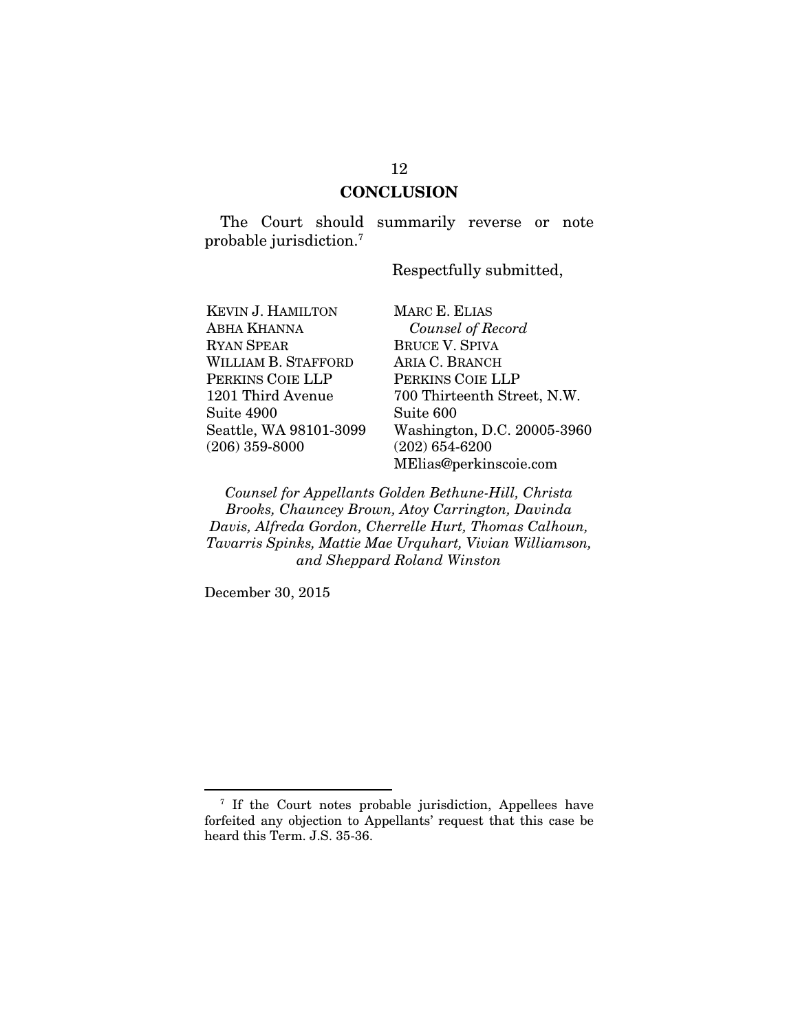## CONCLUSION

The Court should summarily reverse or note probable jurisdiction.[7]

Respectfully submitted,

KEVIN J. HAMILTON
ABHA KHANNA
RYAN SPEAR
WILLIAM B. STAFFORD
PERKINS COIE LLP
1201 Third Avenue
Suite 4900
Seattle, WA 98101-3099
(206) 359-8000

MARC E. ELIAS
*Counsel of Record*
BRUCE V. SPIVA
ARIA C. BRANCH
PERKINS COIE LLP
700 Thirteenth Street, N.W.
Suite 600
Washington, D.C. 20005-3960
(202) 654-6200
MElias@perkinscoie.com

*Counsel for Appellants Golden Bethune-Hill, Christa Brooks, Chauncey Brown, Atoy Carrington, Davinda Davis, Alfreda Gordon, Cherrelle Hurt, Thomas Calhoun, Tavarris Spinks, Mattie Mae Urquhart, Vivian Williamson, and Sheppard Roland Winston*

December 30, 2015

---

[7] If the Court notes probable jurisdiction, Appellees have forfeited any objection to Appellants' request that this case be heard this Term. J.S. 35-36.